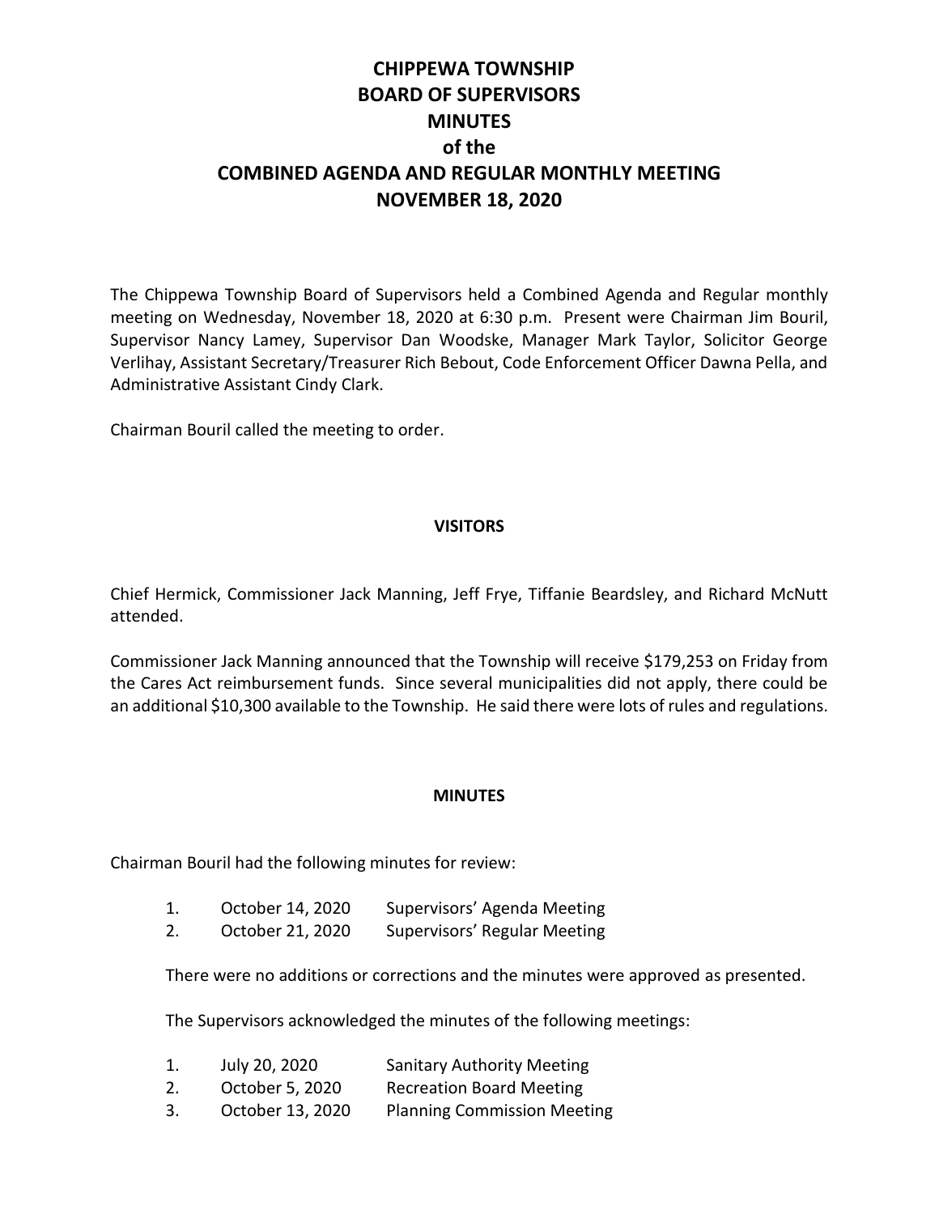# CHIPPEWA TOWNSHIP
# BOARD OF SUPERVISORS
# MINUTES
# of the
# COMBINED AGENDA AND REGULAR MONTHLY MEETING
# NOVEMBER 18, 2020

The Chippewa Township Board of Supervisors held a Combined Agenda and Regular monthly meeting on Wednesday, November 18, 2020 at 6:30 p.m. Present were Chairman Jim Bouril, Supervisor Nancy Lamey, Supervisor Dan Woodske, Manager Mark Taylor, Solicitor George Verlihay, Assistant Secretary/Treasurer Rich Bebout, Code Enforcement Officer Dawna Pella, and Administrative Assistant Cindy Clark.

Chairman Bouril called the meeting to order.

## VISITORS

Chief Hermick, Commissioner Jack Manning, Jeff Frye, Tiffanie Beardsley, and Richard McNutt attended.

Commissioner Jack Manning announced that the Township will receive $179,253 on Friday from the Cares Act reimbursement funds. Since several municipalities did not apply, there could be an additional $10,300 available to the Township. He said there were lots of rules and regulations.

## MINUTES

Chairman Bouril had the following minutes for review:

1. October 14, 2020 Supervisors' Agenda Meeting
2. October 21, 2020 Supervisors' Regular Meeting

There were no additions or corrections and the minutes were approved as presented.

The Supervisors acknowledged the minutes of the following meetings:

1. July 20, 2020 Sanitary Authority Meeting
2. October 5, 2020 Recreation Board Meeting
3. October 13, 2020 Planning Commission Meeting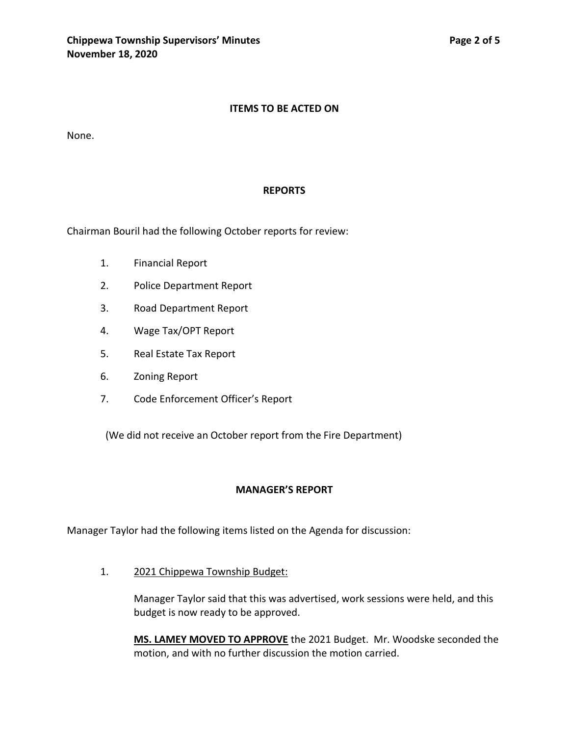## ITEMS TO BE ACTED ON

None.

## REPORTS

Chairman Bouril had the following October reports for review:

1. Financial Report
2. Police Department Report
3. Road Department Report
4. Wage Tax/OPT Report
5. Real Estate Tax Report
6. Zoning Report
7. Code Enforcement Officer's Report

(We did not receive an October report from the Fire Department)

## MANAGER'S REPORT

Manager Taylor had the following items listed on the Agenda for discussion:

1. <u>2021 Chippewa Township Budget:</u>

   Manager Taylor said that this was advertised, work sessions were held, and this budget is now ready to be approved.

   **<u>MS. LAMEY MOVED TO APPROVE</u>** the 2021 Budget. Mr. Woodske seconded the motion, and with no further discussion the motion carried.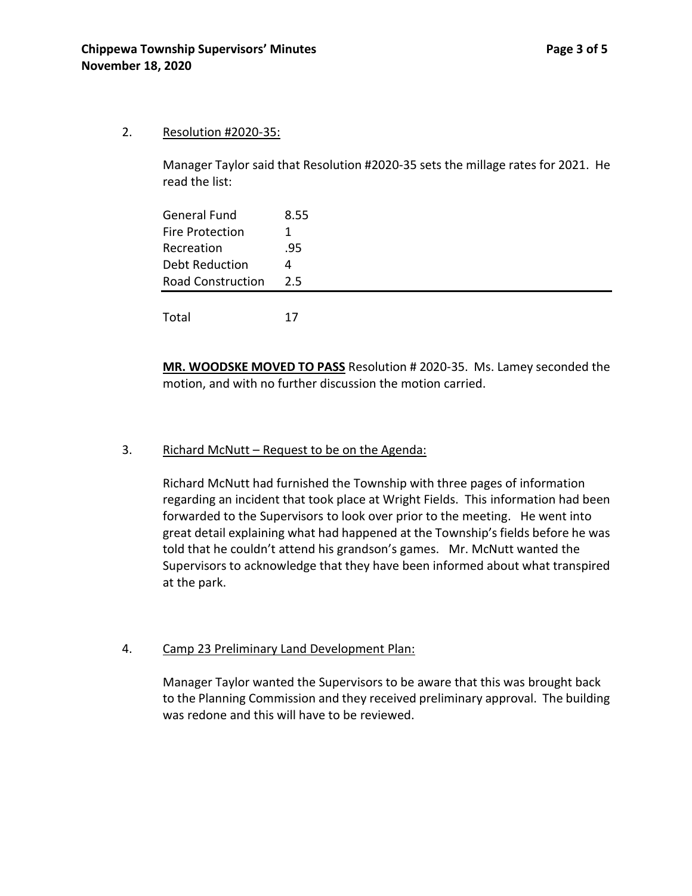2. Resolution #2020-35:

Manager Taylor said that Resolution #2020-35 sets the millage rates for 2021. He read the list:

| | |
|---|---|
| General Fund | 8.55 |
| Fire Protection | 1 |
| Recreation | .95 |
| Debt Reduction | 4 |
| Road Construction | 2.5 |
| Total | 17 |

**MR. WOODSKE MOVED TO PASS** Resolution # 2020-35. Ms. Lamey seconded the motion, and with no further discussion the motion carried.

3. Richard McNutt – Request to be on the Agenda:

Richard McNutt had furnished the Township with three pages of information regarding an incident that took place at Wright Fields. This information had been forwarded to the Supervisors to look over prior to the meeting. He went into great detail explaining what had happened at the Township's fields before he was told that he couldn't attend his grandson's games. Mr. McNutt wanted the Supervisors to acknowledge that they have been informed about what transpired at the park.

4. Camp 23 Preliminary Land Development Plan:

Manager Taylor wanted the Supervisors to be aware that this was brought back to the Planning Commission and they received preliminary approval. The building was redone and this will have to be reviewed.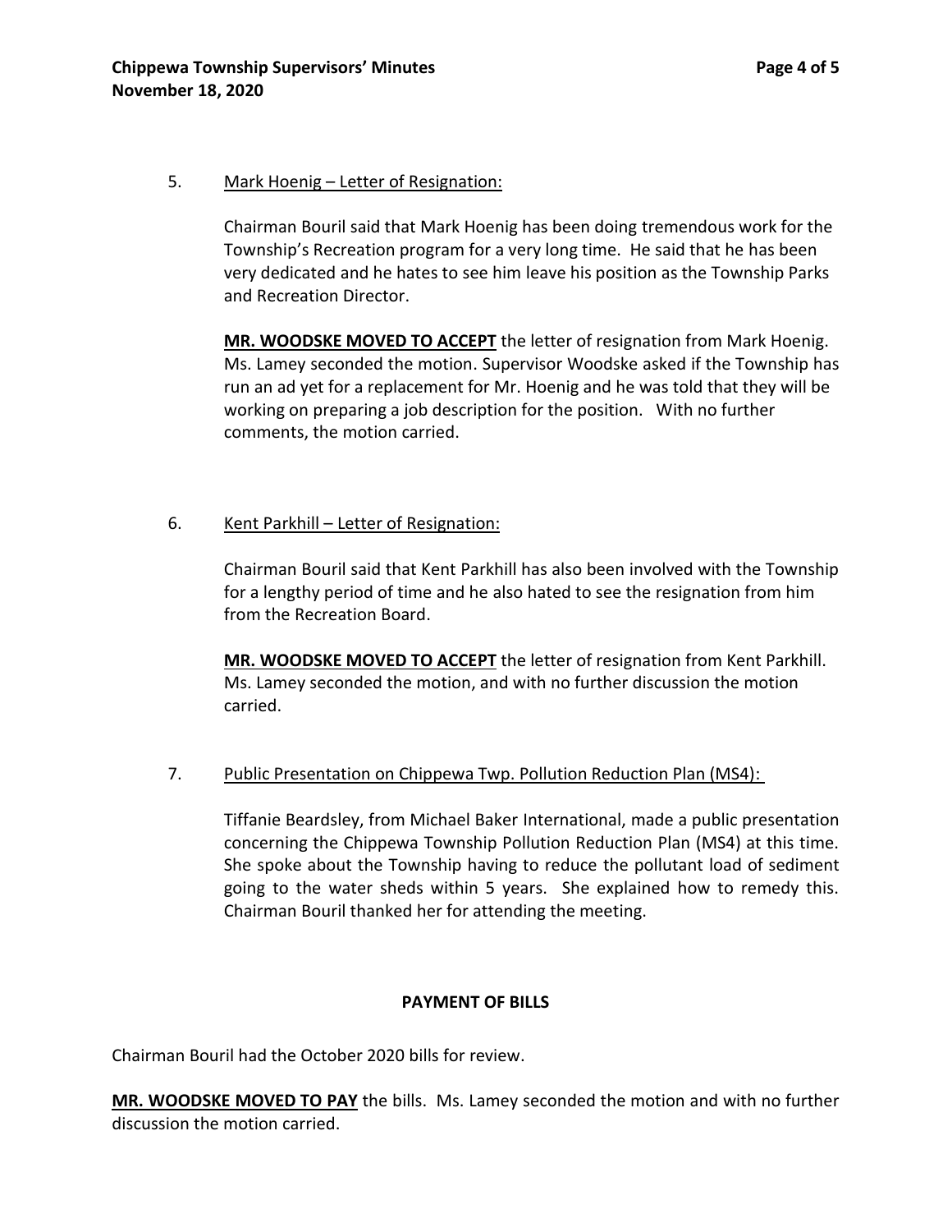5. <u>Mark Hoenig – Letter of Resignation:</u>

   Chairman Bouril said that Mark Hoenig has been doing tremendous work for the Township's Recreation program for a very long time. He said that he has been very dedicated and he hates to see him leave his position as the Township Parks and Recreation Director.

   **<u>MR. WOODSKE MOVED TO ACCEPT</u>** the letter of resignation from Mark Hoenig. Ms. Lamey seconded the motion. Supervisor Woodske asked if the Township has run an ad yet for a replacement for Mr. Hoenig and he was told that they will be working on preparing a job description for the position. With no further comments, the motion carried.

6. <u>Kent Parkhill – Letter of Resignation:</u>

   Chairman Bouril said that Kent Parkhill has also been involved with the Township for a lengthy period of time and he also hated to see the resignation from him from the Recreation Board.

   **<u>MR. WOODSKE MOVED TO ACCEPT</u>** the letter of resignation from Kent Parkhill. Ms. Lamey seconded the motion, and with no further discussion the motion carried.

7. <u>Public Presentation on Chippewa Twp. Pollution Reduction Plan (MS4):</u>

   Tiffanie Beardsley, from Michael Baker International, made a public presentation concerning the Chippewa Township Pollution Reduction Plan (MS4) at this time. She spoke about the Township having to reduce the pollutant load of sediment going to the water sheds within 5 years. She explained how to remedy this. Chairman Bouril thanked her for attending the meeting.

**PAYMENT OF BILLS**

Chairman Bouril had the October 2020 bills for review.

**<u>MR. WOODSKE MOVED TO PAY</u>** the bills. Ms. Lamey seconded the motion and with no further discussion the motion carried.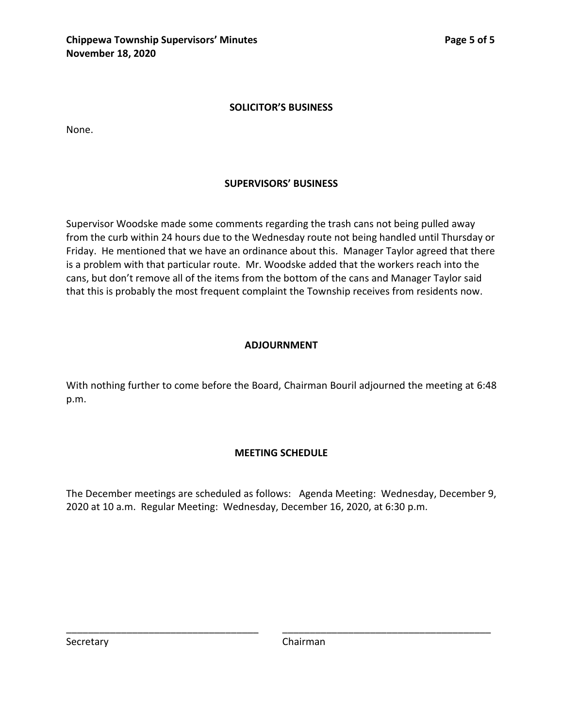## SOLICITOR'S BUSINESS

None.

## SUPERVISORS' BUSINESS

Supervisor Woodske made some comments regarding the trash cans not being pulled away from the curb within 24 hours due to the Wednesday route not being handled until Thursday or Friday. He mentioned that we have an ordinance about this. Manager Taylor agreed that there is a problem with that particular route. Mr. Woodske added that the workers reach into the cans, but don't remove all of the items from the bottom of the cans and Manager Taylor said that this is probably the most frequent complaint the Township receives from residents now.

## ADJOURNMENT

With nothing further to come before the Board, Chairman Bouril adjourned the meeting at 6:48 p.m.

## MEETING SCHEDULE

The December meetings are scheduled as follows: Agenda Meeting: Wednesday, December 9, 2020 at 10 a.m. Regular Meeting: Wednesday, December 16, 2020, at 6:30 p.m.

_________________________________ _________________________________

Secretary Chairman